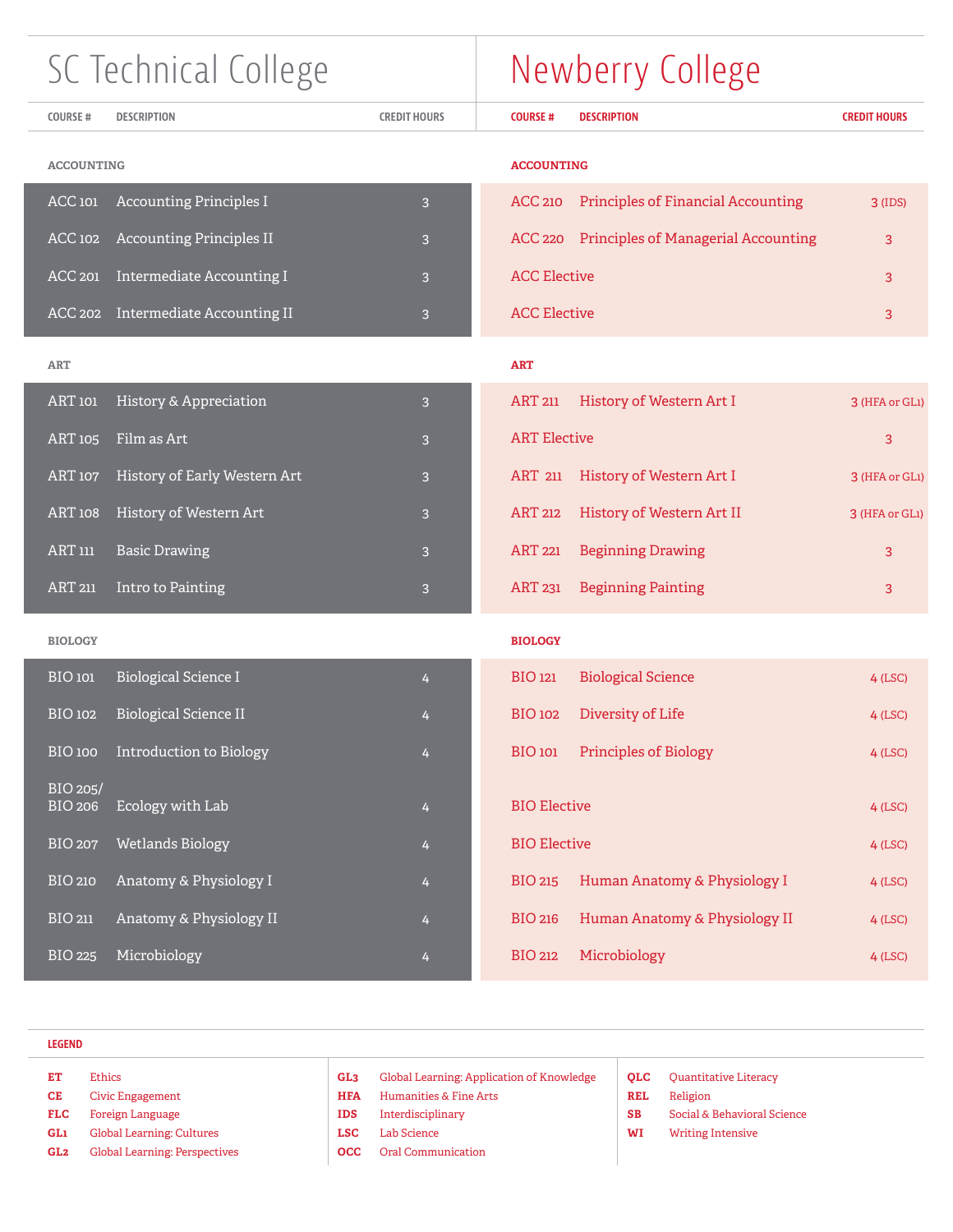| SC Technical College | | | Newberry College | | |
|---|---|---|---|---|---|
| **COURSE #** | **DESCRIPTION** | **CREDIT HOURS** | **COURSE #** | **DESCRIPTION** | **CREDIT HOURS** |
| **ACCOUNTING** | | | **ACCOUNTING** | | |
| ACC 101 | Accounting Principles I | 3 | ACC 210 | Principles of Financial Accounting | 3 (IDS) |
| ACC 102 | Accounting Principles II | 3 | ACC 220 | Principles of Managerial Accounting | 3 |
| ACC 201 | Intermediate Accounting I | 3 | ACC Elective | | 3 |
| ACC 202 | Intermediate Accounting II | 3 | ACC Elective | | 3 |
| **ART** | | | **ART** | | |
| ART 101 | History & Appreciation | 3 | ART 211 | History of Western Art I | 3 (HFA or GL1) |
| ART 105 | Film as Art | 3 | ART Elective | | 3 |
| ART 107 | History of Early Western Art | 3 | ART 211 | History of Western Art I | 3 (HFA or GL1) |
| ART 108 | History of Western Art | 3 | ART 212 | History of Western Art II | 3 (HFA or GL1) |
| ART 111 | Basic Drawing | 3 | ART 221 | Beginning Drawing | 3 |
| ART 211 | Intro to Painting | 3 | ART 231 | Beginning Painting | 3 |
| **BIOLOGY** | | | **BIOLOGY** | | |
| BIO 101 | Biological Science I | 4 | BIO 121 | Biological Science | 4 (LSC) |
| BIO 102 | Biological Science II | 4 | BIO 102 | Diversity of Life | 4 (LSC) |
| BIO 100 | Introduction to Biology | 4 | BIO 101 | Principles of Biology | 4 (LSC) |
| BIO 205/ BIO 206 | Ecology with Lab | 4 | BIO Elective | | 4 (LSC) |
| BIO 207 | Wetlands Biology | 4 | BIO Elective | | 4 (LSC) |
| BIO 210 | Anatomy & Physiology I | 4 | BIO 215 | Human Anatomy & Physiology I | 4 (LSC) |
| BIO 211 | Anatomy & Physiology II | 4 | BIO 216 | Human Anatomy & Physiology II | 4 (LSC) |
| BIO 225 | Microbiology | 4 | BIO 212 | Microbiology | 4 (LSC) |

**LEGEND**

- **ET** Ethics
- **CE** Civic Engagement
- **FLC** Foreign Language
- **GL1** Global Learning: Cultures
- **GL2** Global Learning: Perspectives
- **GL3** Global Learning: Application of Knowledge
- **HFA** Humanities & Fine Arts
- **IDS** Interdisciplinary
- **LSC** Lab Science
- **OCC** Oral Communication
- **QLC** Quantitative Literacy
- **REL** Religion
- **SB** Social & Behavioral Science
- **WI** Writing Intensive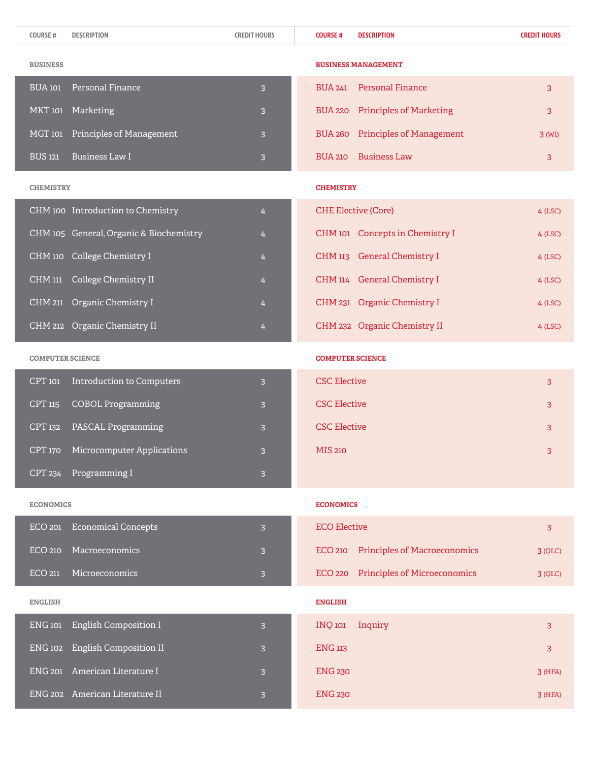| COURSE # | DESCRIPTION | CREDIT HOURS | COURSE # | DESCRIPTION | CREDIT HOURS |
|---|---|---|---|---|---|
| **BUSINESS** | | | **BUSINESS MANAGEMENT** | | |
| BUA 101 | Personal Finance | 3 | BUA 241 | Personal Finance | 3 |
| MKT 101 | Marketing | 3 | BUA 220 | Principles of Marketing | 3 |
| MGT 101 | Principles of Management | 3 | BUA 260 | Principles of Management | 3 (WI) |
| BUS 121 | Business Law I | 3 | BUA 210 | Business Law | 3 |
| **CHEMISTRY** | | | **CHEMISTRY** | | |
| CHM 100 | Introduction to Chemistry | 4 | CHE Elective (Core) | | 4 (LSC) |
| CHM 105 | General, Organic & Biochemistry | 4 | CHM 101 | Concepts in Chemistry I | 4 (LSC) |
| CHM 110 | College Chemistry I | 4 | CHM 113 | General Chemistry I | 4 (LSC) |
| CHM 111 | College Chemistry II | 4 | CHM 114 | General Chemistry I | 4 (LSC) |
| CHM 211 | Organic Chemistry I | 4 | CHM 231 | Organic Chemistry I | 4 (LSC) |
| CHM 212 | Organic Chemistry II | 4 | CHM 232 | Organic Chemistry II | 4 (LSC) |
| **COMPUTER SCIENCE** | | | **COMPUTER SCIENCE** | | |
| CPT 101 | Introduction to Computers | 3 | CSC Elective | | 3 |
| CPT 115 | COBOL Programming | 3 | CSC Elective | | 3 |
| CPT 132 | PASCAL Programming | 3 | CSC Elective | | 3 |
| CPT 170 | Microcomputer Applications | 3 | MIS 210 | | 3 |
| CPT 234 | Programming I | 3 | | | |
| **ECONOMICS** | | | **ECONOMICS** | | |
| ECO 201 | Economical Concepts | 3 | ECO Elective | | 3 |
| ECO 210 | Macroeconomics | 3 | ECO 210 | Principles of Macroeconomics | 3 (QLC) |
| ECO 211 | Microeconomics | 3 | ECO 220 | Principles of Microeconomics | 3 (QLC) |
| **ENGLISH** | | | **ENGLISH** | | |
| ENG 101 | English Composition I | 3 | INQ 101 | Inquiry | 3 |
| ENG 102 | English Composition II | 3 | ENG 113 | | 3 |
| ENG 201 | American Literature I | 3 | ENG 230 | | 3 (HFA) |
| ENG 202 | American Literature II | 3 | ENG 230 | | 3 (HFA) |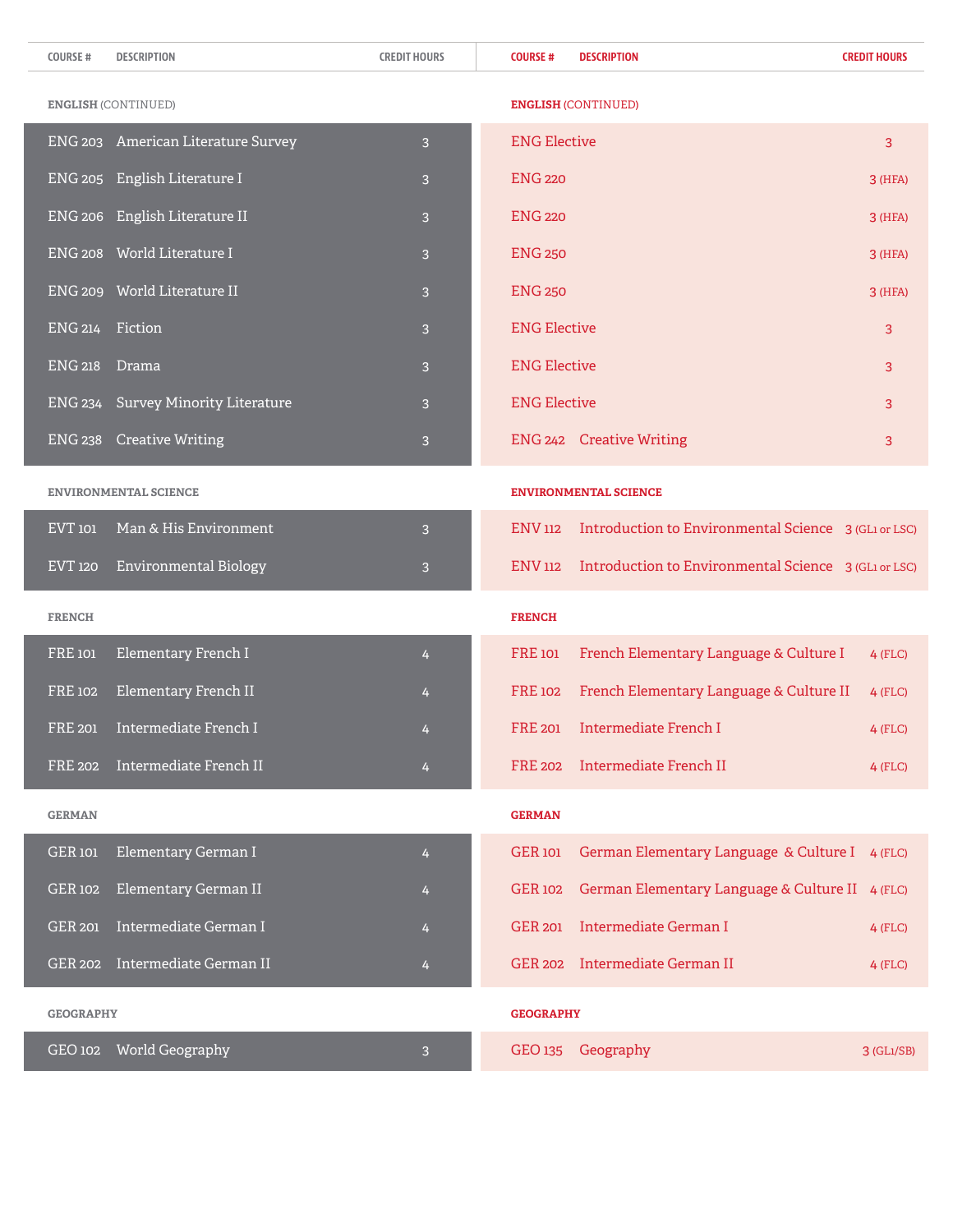| COURSE # | DESCRIPTION | CREDIT HOURS | COURSE # | DESCRIPTION | CREDIT HOURS |
|---|---|---|---|---|---|
| **ENGLISH** (CONTINUED) | | | **ENGLISH** (CONTINUED) | | |
| ENG 203 | American Literature Survey | 3 | ENG Elective | | 3 |
| ENG 205 | English Literature I | 3 | ENG 220 | | 3 (HFA) |
| ENG 206 | English Literature II | 3 | ENG 220 | | 3 (HFA) |
| ENG 208 | World Literature I | 3 | ENG 250 | | 3 (HFA) |
| ENG 209 | World Literature II | 3 | ENG 250 | | 3 (HFA) |
| ENG 214 | Fiction | 3 | ENG Elective | | 3 |
| ENG 218 | Drama | 3 | ENG Elective | | 3 |
| ENG 234 | Survey Minority Literature | 3 | ENG Elective | | 3 |
| ENG 238 | Creative Writing | 3 | ENG 242 | Creative Writing | 3 |
| **ENVIRONMENTAL SCIENCE** | | | **ENVIRONMENTAL SCIENCE** | | |
| EVT 101 | Man & His Environment | 3 | ENV 112 | Introduction to Environmental Science | 3 (GL1 or LSC) |
| EVT 120 | Environmental Biology | 3 | ENV 112 | Introduction to Environmental Science | 3 (GL1 or LSC) |
| **FRENCH** | | | **FRENCH** | | |
| FRE 101 | Elementary French I | 4 | FRE 101 | French Elementary Language & Culture I | 4 (FLC) |
| FRE 102 | Elementary French II | 4 | FRE 102 | French Elementary Language & Culture II | 4 (FLC) |
| FRE 201 | Intermediate French I | 4 | FRE 201 | Intermediate French I | 4 (FLC) |
| FRE 202 | Intermediate French II | 4 | FRE 202 | Intermediate French II | 4 (FLC) |
| **GERMAN** | | | **GERMAN** | | |
| GER 101 | Elementary German I | 4 | GER 101 | German Elementary Language & Culture I | 4 (FLC) |
| GER 102 | Elementary German II | 4 | GER 102 | German Elementary Language & Culture II | 4 (FLC) |
| GER 201 | Intermediate German I | 4 | GER 201 | Intermediate German I | 4 (FLC) |
| GER 202 | Intermediate German II | 4 | GER 202 | Intermediate German II | 4 (FLC) |
| **GEOGRAPHY** | | | **GEOGRAPHY** | | |
| GEO 102 | World Geography | 3 | GEO 135 | Geography | 3 (GL1/SB) |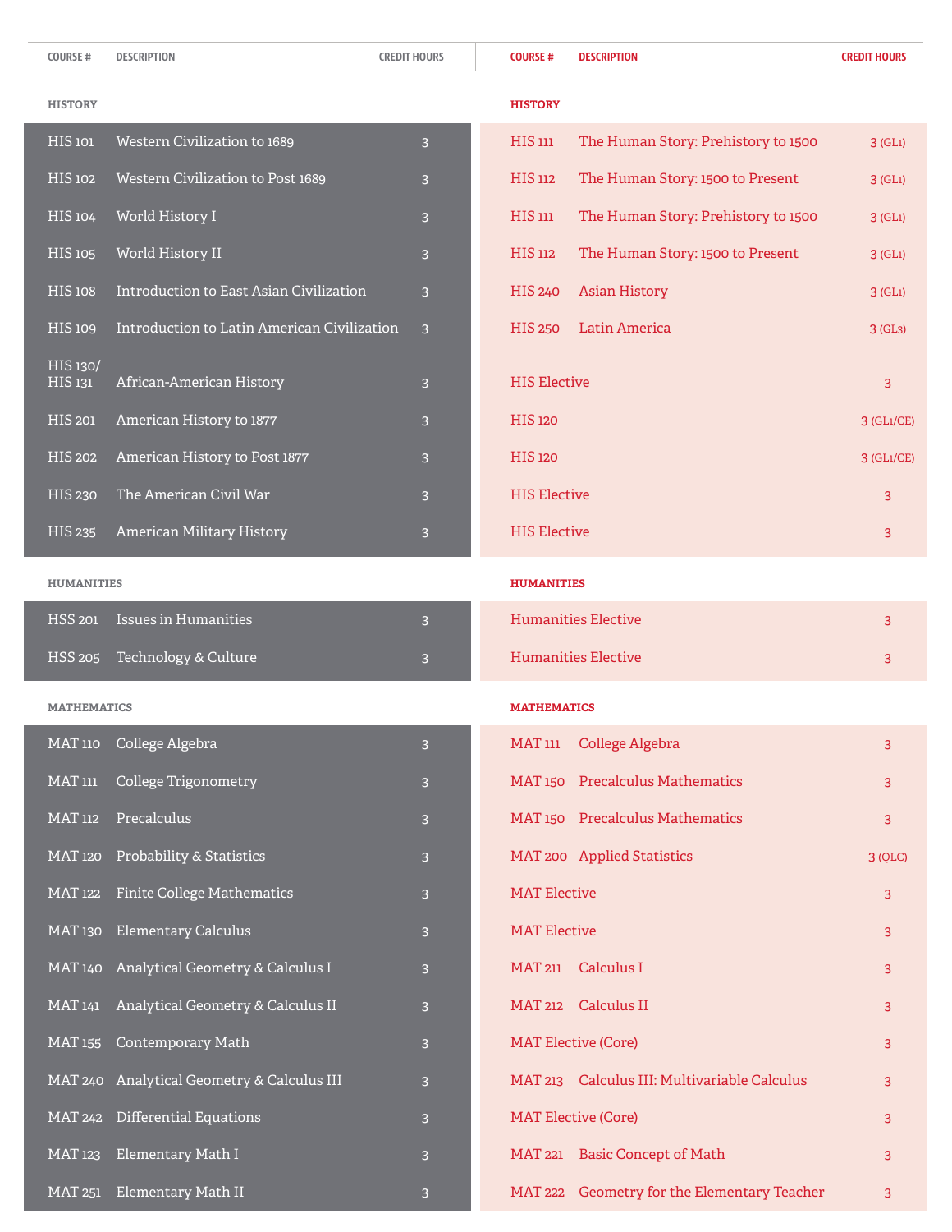| COURSE # | DESCRIPTION | CREDIT HOURS | COURSE # | DESCRIPTION | CREDIT HOURS |
|---|---|---|---|---|---|
| **HISTORY** | | | **HISTORY** | | |
| HIS 101 | Western Civilization to 1689 | 3 | HIS 111 | The Human Story: Prehistory to 1500 | 3 (GL1) |
| HIS 102 | Western Civilization to Post 1689 | 3 | HIS 112 | The Human Story: 1500 to Present | 3 (GL1) |
| HIS 104 | World History I | 3 | HIS 111 | The Human Story: Prehistory to 1500 | 3 (GL1) |
| HIS 105 | World History II | 3 | HIS 112 | The Human Story: 1500 to Present | 3 (GL1) |
| HIS 108 | Introduction to East Asian Civilization | 3 | HIS 240 | Asian History | 3 (GL1) |
| HIS 109 | Introduction to Latin American Civilization | 3 | HIS 250 | Latin America | 3 (GL3) |
| HIS 130/ HIS 131 | African-American History | 3 | HIS Elective | | 3 |
| HIS 201 | American History to 1877 | 3 | HIS 120 | | 3 (GL1/CE) |
| HIS 202 | American History to Post 1877 | 3 | HIS 120 | | 3 (GL1/CE) |
| HIS 230 | The American Civil War | 3 | HIS Elective | | 3 |
| HIS 235 | American Military History | 3 | HIS Elective | | 3 |
| **HUMANITIES** | | | **HUMANITIES** | | |
| HSS 201 | Issues in Humanities | 3 | Humanities Elective | | 3 |
| HSS 205 | Technology & Culture | 3 | Humanities Elective | | 3 |
| **MATHEMATICS** | | | **MATHEMATICS** | | |
| MAT 110 | College Algebra | 3 | MAT 111 | College Algebra | 3 |
| MAT 111 | College Trigonometry | 3 | MAT 150 | Precalculus Mathematics | 3 |
| MAT 112 | Precalculus | 3 | MAT 150 | Precalculus Mathematics | 3 |
| MAT 120 | Probability & Statistics | 3 | MAT 200 | Applied Statistics | 3 (QLC) |
| MAT 122 | Finite College Mathematics | 3 | MAT Elective | | 3 |
| MAT 130 | Elementary Calculus | 3 | MAT Elective | | 3 |
| MAT 140 | Analytical Geometry & Calculus I | 3 | MAT 211 | Calculus I | 3 |
| MAT 141 | Analytical Geometry & Calculus II | 3 | MAT 212 | Calculus II | 3 |
| MAT 155 | Contemporary Math | 3 | MAT Elective (Core) | | 3 |
| MAT 240 | Analytical Geometry & Calculus III | 3 | MAT 213 | Calculus III: Multivariable Calculus | 3 |
| MAT 242 | Differential Equations | 3 | MAT Elective (Core) | | 3 |
| MAT 123 | Elementary Math I | 3 | MAT 221 | Basic Concept of Math | 3 |
| MAT 251 | Elementary Math II | 3 | MAT 222 | Geometry for the Elementary Teacher | 3 |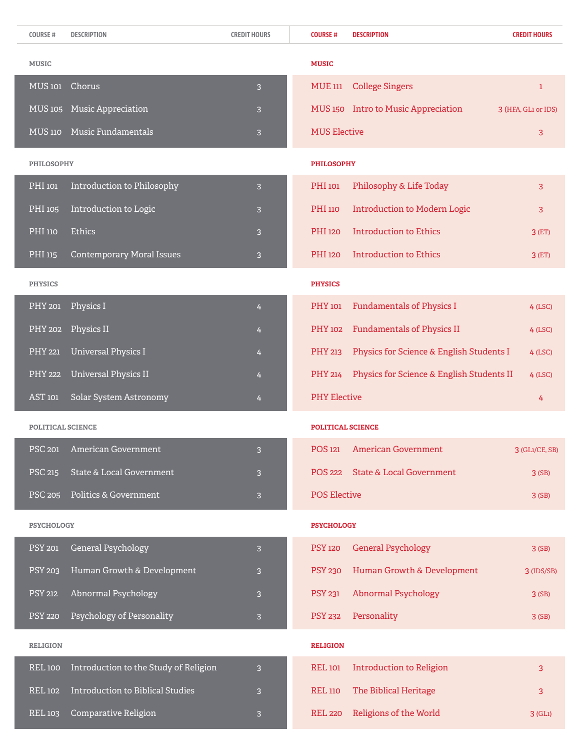| COURSE # | DESCRIPTION | CREDIT HOURS | COURSE # | DESCRIPTION | CREDIT HOURS |
|---|---|---|---|---|---|
| **MUSIC** | | | **MUSIC** | | |
| MUS 101 | Chorus | 3 | MUE 111 | College Singers | 1 |
| MUS 105 | Music Appreciation | 3 | MUS 150 | Intro to Music Appreciation | 3 (HFA, GL1 or IDS) |
| MUS 110 | Music Fundamentals | 3 | MUS Elective | | 3 |
| **PHILOSOPHY** | | | **PHILOSOPHY** | | |
| PHI 101 | Introduction to Philosophy | 3 | PHI 101 | Philosophy & Life Today | 3 |
| PHI 105 | Introduction to Logic | 3 | PHI 110 | Introduction to Modern Logic | 3 |
| PHI 110 | Ethics | 3 | PHI 120 | Introduction to Ethics | 3 (ET) |
| PHI 115 | Contemporary Moral Issues | 3 | PHI 120 | Introduction to Ethics | 3 (ET) |
| **PHYSICS** | | | **PHYSICS** | | |
| PHY 201 | Physics I | 4 | PHY 101 | Fundamentals of Physics I | 4 (LSC) |
| PHY 202 | Physics II | 4 | PHY 102 | Fundamentals of Physics II | 4 (LSC) |
| PHY 221 | Universal Physics I | 4 | PHY 213 | Physics for Science & English Students I | 4 (LSC) |
| PHY 222 | Universal Physics II | 4 | PHY 214 | Physics for Science & English Students II | 4 (LSC) |
| AST 101 | Solar System Astronomy | 4 | PHY Elective | | 4 |
| **POLITICAL SCIENCE** | | | **POLITICAL SCIENCE** | | |
| PSC 201 | American Government | 3 | POS 121 | American Government | 3 (GL1/CE, SB) |
| PSC 215 | State & Local Government | 3 | POS 222 | State & Local Government | 3 (SB) |
| PSC 205 | Politics & Government | 3 | POS Elective | | 3 (SB) |
| **PSYCHOLOGY** | | | **PSYCHOLOGY** | | |
| PSY 201 | General Psychology | 3 | PSY 120 | General Psychology | 3 (SB) |
| PSY 203 | Human Growth & Development | 3 | PSY 230 | Human Growth & Development | 3 (IDS/SB) |
| PSY 212 | Abnormal Psychology | 3 | PSY 231 | Abnormal Psychology | 3 (SB) |
| PSY 220 | Psychology of Personality | 3 | PSY 232 | Personality | 3 (SB) |
| **RELIGION** | | | **RELIGION** | | |
| REL 100 | Introduction to the Study of Religion | 3 | REL 101 | Introduction to Religion | 3 |
| REL 102 | Introduction to Biblical Studies | 3 | REL 110 | The Biblical Heritage | 3 |
| REL 103 | Comparative Religion | 3 | REL 220 | Religions of the World | 3 (GL1) |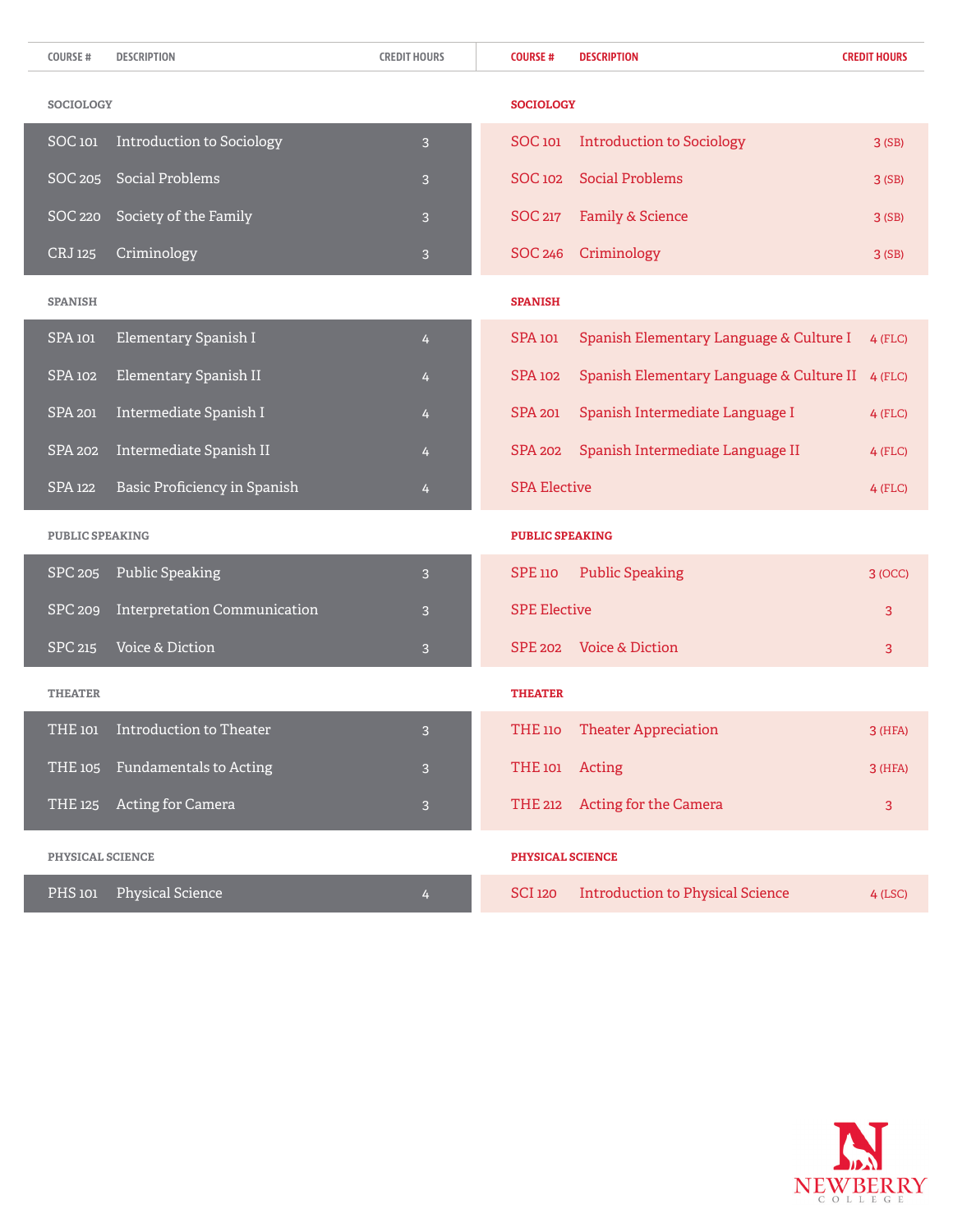| COURSE # | DESCRIPTION | CREDIT HOURS | COURSE # | DESCRIPTION | CREDIT HOURS |
|---|---|---|---|---|---|
| **SOCIOLOGY** | | | **SOCIOLOGY** | | |
| SOC 101 | Introduction to Sociology | 3 | SOC 101 | Introduction to Sociology | 3 (SB) |
| SOC 205 | Social Problems | 3 | SOC 102 | Social Problems | 3 (SB) |
| SOC 220 | Society of the Family | 3 | SOC 217 | Family & Science | 3 (SB) |
| CRJ 125 | Criminology | 3 | SOC 246 | Criminology | 3 (SB) |
| **SPANISH** | | | **SPANISH** | | |
| SPA 101 | Elementary Spanish I | 4 | SPA 101 | Spanish Elementary Language & Culture I | 4 (FLC) |
| SPA 102 | Elementary Spanish II | 4 | SPA 102 | Spanish Elementary Language & Culture II | 4 (FLC) |
| SPA 201 | Intermediate Spanish I | 4 | SPA 201 | Spanish Intermediate Language I | 4 (FLC) |
| SPA 202 | Intermediate Spanish II | 4 | SPA 202 | Spanish Intermediate Language II | 4 (FLC) |
| SPA 122 | Basic Proficiency in Spanish | 4 | SPA Elective | | 4 (FLC) |
| **PUBLIC SPEAKING** | | | **PUBLIC SPEAKING** | | |
| SPC 205 | Public Speaking | 3 | SPE 110 | Public Speaking | 3 (OCC) |
| SPC 209 | Interpretation Communication | 3 | SPE Elective | | 3 |
| SPC 215 | Voice & Diction | 3 | SPE 202 | Voice & Diction | 3 |
| **THEATER** | | | **THEATER** | | |
| THE 101 | Introduction to Theater | 3 | THE 110 | Theater Appreciation | 3 (HFA) |
| THE 105 | Fundamentals to Acting | 3 | THE 101 | Acting | 3 (HFA) |
| THE 125 | Acting for Camera | 3 | THE 212 | Acting for the Camera | 3 |
| **PHYSICAL SCIENCE** | | | **PHYSICAL SCIENCE** | | |
| PHS 101 | Physical Science | 4 | SCI 120 | Introduction to Physical Science | 4 (LSC) |

NEWBERRY COLLEGE